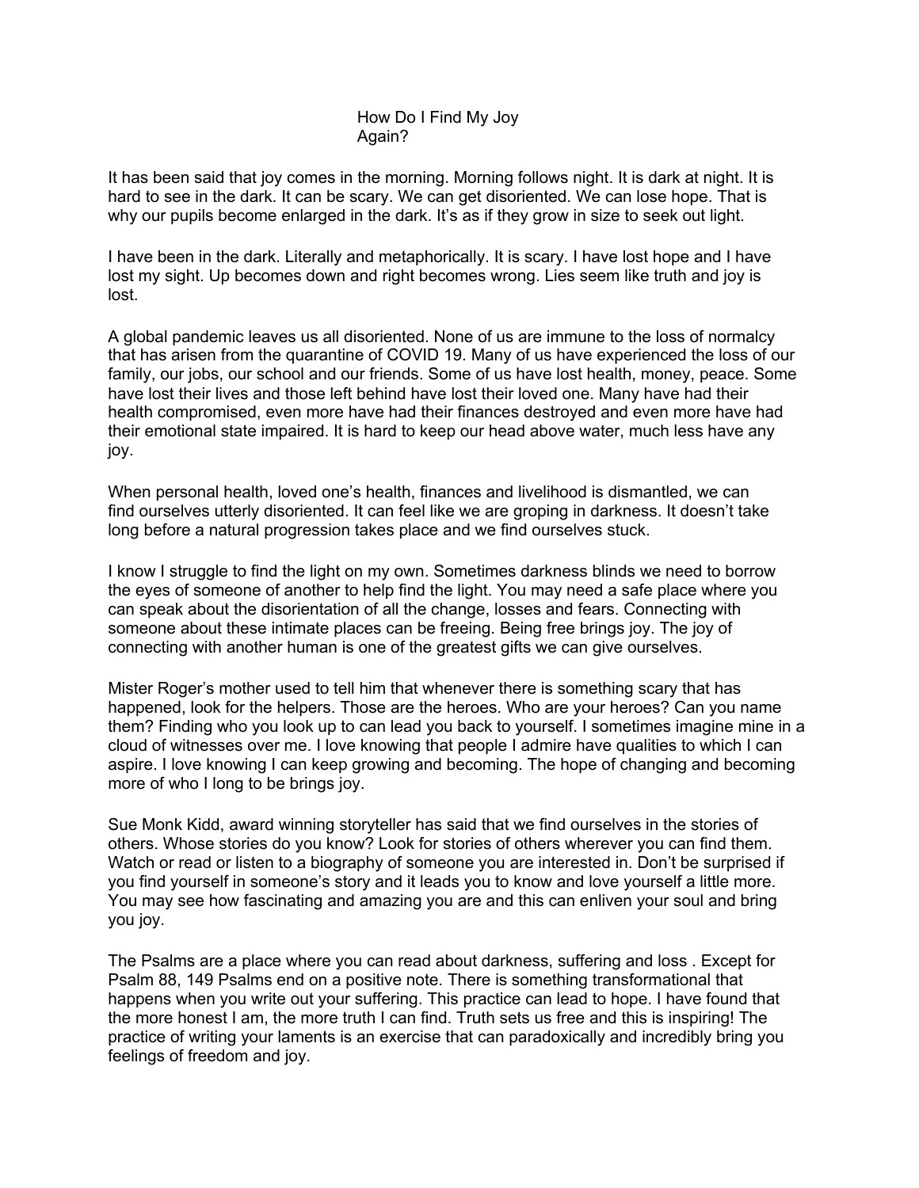# How Do I Find My Joy Again?

It has been said that joy comes in the morning. Morning follows night. It is dark at night. It is hard to see in the dark. It can be scary. We can get disoriented. We can lose hope. That is why our pupils become enlarged in the dark. It's as if they grow in size to seek out light.

I have been in the dark. Literally and metaphorically. It is scary. I have lost hope and I have lost my sight. Up becomes down and right becomes wrong. Lies seem like truth and joy is lost.

A global pandemic leaves us all disoriented. None of us are immune to the loss of normalcy that has arisen from the quarantine of COVID 19. Many of us have experienced the loss of our family, our jobs, our school and our friends. Some of us have lost health, money, peace. Some have lost their lives and those left behind have lost their loved one. Many have had their health compromised, even more have had their finances destroyed and even more have had their emotional state impaired. It is hard to keep our head above water, much less have any joy.

When personal health, loved one's health, finances and livelihood is dismantled, we can find ourselves utterly disoriented. It can feel like we are groping in darkness. It doesn't take long before a natural progression takes place and we find ourselves stuck.

I know I struggle to find the light on my own. Sometimes darkness blinds we need to borrow the eyes of someone of another to help find the light. You may need a safe place where you can speak about the disorientation of all the change, losses and fears. Connecting with someone about these intimate places can be freeing. Being free brings joy. The joy of connecting with another human is one of the greatest gifts we can give ourselves.

Mister Roger's mother used to tell him that whenever there is something scary that has happened, look for the helpers. Those are the heroes. Who are your heroes? Can you name them? Finding who you look up to can lead you back to yourself. I sometimes imagine mine in a cloud of witnesses over me. I love knowing that people I admire have qualities to which I can aspire. I love knowing I can keep growing and becoming. The hope of changing and becoming more of who I long to be brings joy.

Sue Monk Kidd, award winning storyteller has said that we find ourselves in the stories of others. Whose stories do you know? Look for stories of others wherever you can find them. Watch or read or listen to a biography of someone you are interested in. Don't be surprised if you find yourself in someone's story and it leads you to know and love yourself a little more. You may see how fascinating and amazing you are and this can enliven your soul and bring you joy.

The Psalms are a place where you can read about darkness, suffering and loss . Except for Psalm 88, 149 Psalms end on a positive note. There is something transformational that happens when you write out your suffering. This practice can lead to hope. I have found that the more honest I am, the more truth I can find. Truth sets us free and this is inspiring! The practice of writing your laments is an exercise that can paradoxically and incredibly bring you feelings of freedom and joy.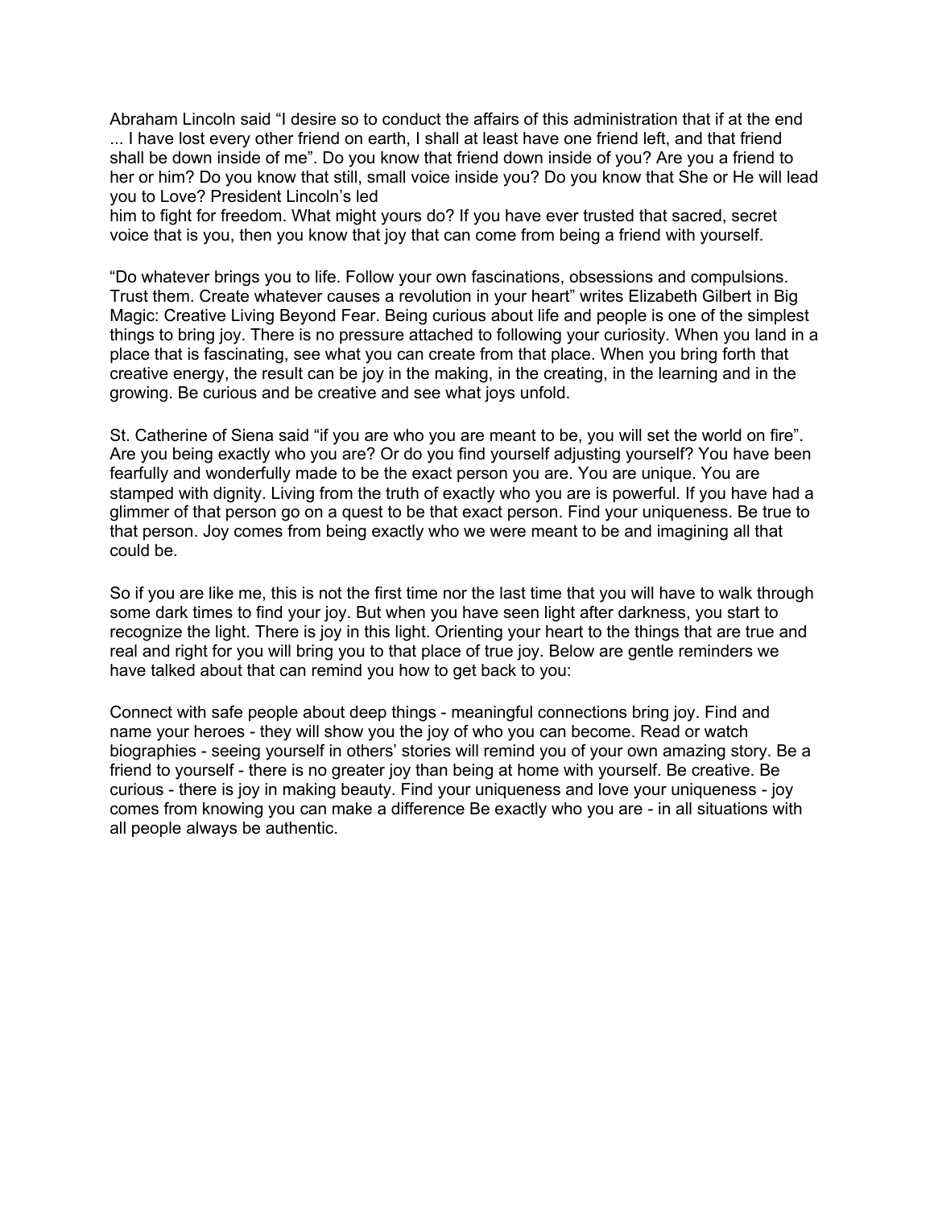Abraham Lincoln said "I desire so to conduct the affairs of this administration that if at the end ... I have lost every other friend on earth, I shall at least have one friend left, and that friend shall be down inside of me". Do you know that friend down inside of you? Are you a friend to her or him? Do you know that still, small voice inside you? Do you know that She or He will lead you to Love? President Lincoln's led
him to fight for freedom. What might yours do? If you have ever trusted that sacred, secret voice that is you, then you know that joy that can come from being a friend with yourself.

"Do whatever brings you to life. Follow your own fascinations, obsessions and compulsions. Trust them. Create whatever causes a revolution in your heart" writes Elizabeth Gilbert in Big Magic: Creative Living Beyond Fear. Being curious about life and people is one of the simplest things to bring joy. There is no pressure attached to following your curiosity. When you land in a place that is fascinating, see what you can create from that place. When you bring forth that creative energy, the result can be joy in the making, in the creating, in the learning and in the growing. Be curious and be creative and see what joys unfold.

St. Catherine of Siena said "if you are who you are meant to be, you will set the world on fire". Are you being exactly who you are? Or do you find yourself adjusting yourself? You have been fearfully and wonderfully made to be the exact person you are. You are unique. You are stamped with dignity. Living from the truth of exactly who you are is powerful. If you have had a glimmer of that person go on a quest to be that exact person. Find your uniqueness. Be true to that person. Joy comes from being exactly who we were meant to be and imagining all that could be.

So if you are like me, this is not the first time nor the last time that you will have to walk through some dark times to find your joy. But when you have seen light after darkness, you start to recognize the light. There is joy in this light. Orienting your heart to the things that are true and real and right for you will bring you to that place of true joy. Below are gentle reminders we have talked about that can remind you how to get back to you:

Connect with safe people about deep things - meaningful connections bring joy. Find and name your heroes - they will show you the joy of who you can become. Read or watch biographies - seeing yourself in others' stories will remind you of your own amazing story. Be a friend to yourself - there is no greater joy than being at home with yourself. Be creative. Be curious - there is joy in making beauty. Find your uniqueness and love your uniqueness - joy comes from knowing you can make a difference Be exactly who you are - in all situations with all people always be authentic.